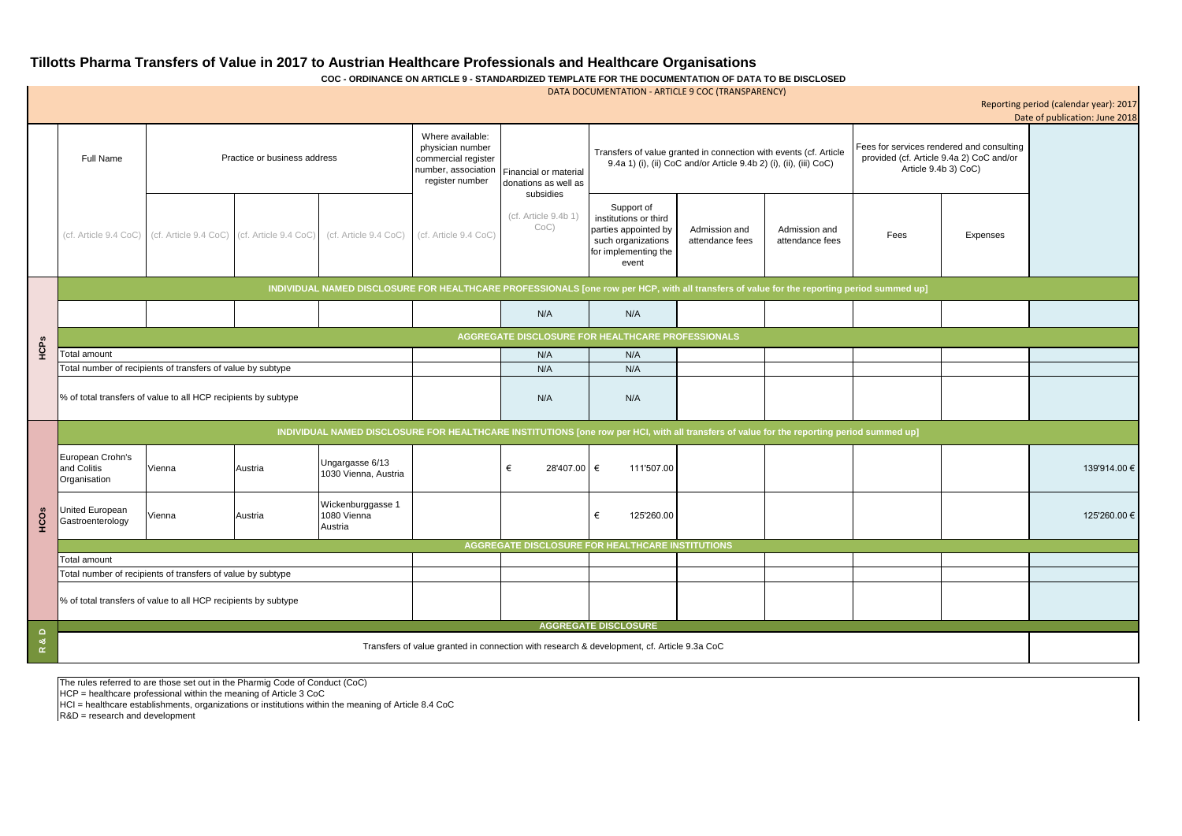# Tillotts Pharma Transfers of Value in 2017 to Austrian Healthcare Professionals and Healthcare Organisations

**COC - ORDINANCE ON ARTICLE 9 - STANDARDIZED TEMPLATE FOR THE DOCUMENTATION OF DATA TO BE DISCLOSED**

DATA DOCUMENTATION - ARTICLE 9 COC (TRANSPARENCY)

Reporting period (calendar year): 2017
Date of publication: June 2018

| | Full Name | Practice or business address | | | Where available: physician number commercial register number, association register number | Financial or material donations as well as subsidies | Transfers of value granted in connection with events (cf. Article 9.4a 1) (i), (ii) CoC and/or Article 9.4b 2) (i), (ii), (iii) CoC) | | | Fees for services rendered and consulting provided (cf. Article 9.4a 2) CoC and/or Article 9.4b 3) CoC) | | |
|---|---|---|---|---|---|---|---|---|---|---|---|---|
| | (cf. Article 9.4 CoC) | (cf. Article 9.4 CoC) | (cf. Article 9.4 CoC) | (cf. Article 9.4 CoC) | (cf. Article 9.4 CoC) | (cf. Article 9.4b 1) CoC) | Support of institutions or third parties appointed by such organizations for implementing the event | Admission and attendance fees | Admission and attendance fees | Fees | Expenses | |
| **HCPs** | **INDIVIDUAL NAMED DISCLOSURE FOR HEALTHCARE PROFESSIONALS [one row per HCP, with all transfers of value for the reporting period summed up]** | | | | | | | | | | | |
| | | | | | | N/A | N/A | | | | | |
| | **AGGREGATE DISCLOSURE FOR HEALTHCARE PROFESSIONALS** | | | | | | | | | | | |
| | Total amount | | | | | N/A | N/A | | | | | |
| | Total number of recipients of transfers of value by subtype | | | | | N/A | N/A | | | | | |
| | % of total transfers of value to all HCP recipients by subtype | | | | | N/A | N/A | | | | | |
| **HCOs** | **INDIVIDUAL NAMED DISCLOSURE FOR HEALTHCARE INSTITUTIONS [one row per HCI, with all transfers of value for the reporting period summed up]** | | | | | | | | | | | |
| | European Crohn's and Colitis Organisation | Vienna | Austria | Ungargasse 6/13 1030 Vienna, Austria | | € 28'407.00 | € 111'507.00 | | | | | 139'914.00 € |
| | United European Gastroenterology | Vienna | Austria | Wickenburggasse 1 1080 Vienna Austria | | | € 125'260.00 | | | | | 125'260.00 € |
| | **AGGREGATE DISCLOSURE FOR HEALTHCARE INSTITUTIONS** | | | | | | | | | | | |
| | Total amount | | | | | | | | | | | |
| | Total number of recipients of transfers of value by subtype | | | | | | | | | | | |
| | % of total transfers of value to all HCP recipients by subtype | | | | | | | | | | | |
| **R & D** | **AGGREGATE DISCLOSURE** | | | | | | | | | | | |
| | Transfers of value granted in connection with research & development, cf. Article 9.3a CoC | | | | | | | | | | | |

The rules referred to are those set out in the Pharmig Code of Conduct (CoC)
HCP = healthcare professional within the meaning of Article 3 CoC
HCI = healthcare establishments, organizations or institutions within the meaning of Article 8.4 CoC
R&D = research and development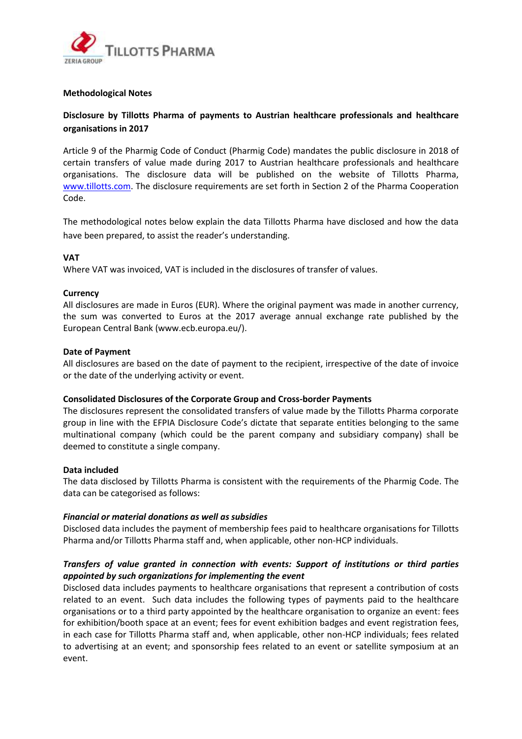**Methodological Notes**

**Disclosure by Tillotts Pharma of payments to Austrian healthcare professionals and healthcare organisations in 2017**

Article 9 of the Pharmig Code of Conduct (Pharmig Code) mandates the public disclosure in 2018 of certain transfers of value made during 2017 to Austrian healthcare professionals and healthcare organisations. The disclosure data will be published on the website of Tillotts Pharma, www.tillotts.com. The disclosure requirements are set forth in Section 2 of the Pharma Cooperation Code.

The methodological notes below explain the data Tillotts Pharma have disclosed and how the data have been prepared, to assist the reader's understanding.

**VAT**

Where VAT was invoiced, VAT is included in the disclosures of transfer of values.

**Currency**

All disclosures are made in Euros (EUR). Where the original payment was made in another currency, the sum was converted to Euros at the 2017 average annual exchange rate published by the European Central Bank (www.ecb.europa.eu/).

**Date of Payment**

All disclosures are based on the date of payment to the recipient, irrespective of the date of invoice or the date of the underlying activity or event.

**Consolidated Disclosures of the Corporate Group and Cross-border Payments**

The disclosures represent the consolidated transfers of value made by the Tillotts Pharma corporate group in line with the EFPIA Disclosure Code's dictate that separate entities belonging to the same multinational company (which could be the parent company and subsidiary company) shall be deemed to constitute a single company.

**Data included**

The data disclosed by Tillotts Pharma is consistent with the requirements of the Pharmig Code. The data can be categorised as follows:

***Financial or material donations as well as subsidies***

Disclosed data includes the payment of membership fees paid to healthcare organisations for Tillotts Pharma and/or Tillotts Pharma staff and, when applicable, other non-HCP individuals.

***Transfers of value granted in connection with events: Support of institutions or third parties appointed by such organizations for implementing the event***

Disclosed data includes payments to healthcare organisations that represent a contribution of costs related to an event. Such data includes the following types of payments paid to the healthcare organisations or to a third party appointed by the healthcare organisation to organize an event: fees for exhibition/booth space at an event; fees for event exhibition badges and event registration fees, in each case for Tillotts Pharma staff and, when applicable, other non-HCP individuals; fees related to advertising at an event; and sponsorship fees related to an event or satellite symposium at an event.